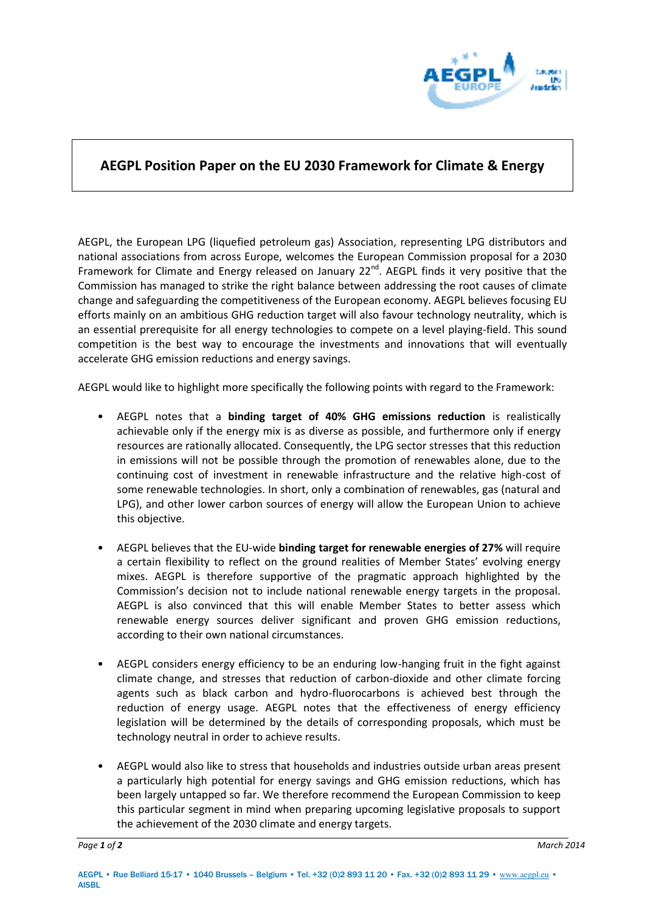# AEGPL Position Paper on the EU 2030 Framework for Climate & Energy

AEGPL, the European LPG (liquefied petroleum gas) Association, representing LPG distributors and national associations from across Europe, welcomes the European Commission proposal for a 2030 Framework for Climate and Energy released on January 22nd. AEGPL finds it very positive that the Commission has managed to strike the right balance between addressing the root causes of climate change and safeguarding the competitiveness of the European economy. AEGPL believes focusing EU efforts mainly on an ambitious GHG reduction target will also favour technology neutrality, which is an essential prerequisite for all energy technologies to compete on a level playing-field. This sound competition is the best way to encourage the investments and innovations that will eventually accelerate GHG emission reductions and energy savings.

AEGPL would like to highlight more specifically the following points with regard to the Framework:

- AEGPL notes that a **binding target of 40% GHG emissions reduction** is realistically achievable only if the energy mix is as diverse as possible, and furthermore only if energy resources are rationally allocated. Consequently, the LPG sector stresses that this reduction in emissions will not be possible through the promotion of renewables alone, due to the continuing cost of investment in renewable infrastructure and the relative high-cost of some renewable technologies. In short, only a combination of renewables, gas (natural and LPG), and other lower carbon sources of energy will allow the European Union to achieve this objective.

- AEGPL believes that the EU-wide **binding target for renewable energies of 27%** will require a certain flexibility to reflect on the ground realities of Member States' evolving energy mixes. AEGPL is therefore supportive of the pragmatic approach highlighted by the Commission's decision not to include national renewable energy targets in the proposal. AEGPL is also convinced that this will enable Member States to better assess which renewable energy sources deliver significant and proven GHG emission reductions, according to their own national circumstances.

- AEGPL considers energy efficiency to be an enduring low-hanging fruit in the fight against climate change, and stresses that reduction of carbon-dioxide and other climate forcing agents such as black carbon and hydro-fluorocarbons is achieved best through the reduction of energy usage. AEGPL notes that the effectiveness of energy efficiency legislation will be determined by the details of corresponding proposals, which must be technology neutral in order to achieve results.

- AEGPL would also like to stress that households and industries outside urban areas present a particularly high potential for energy savings and GHG emission reductions, which has been largely untapped so far. We therefore recommend the European Commission to keep this particular segment in mind when preparing upcoming legislative proposals to support the achievement of the 2030 climate and energy targets.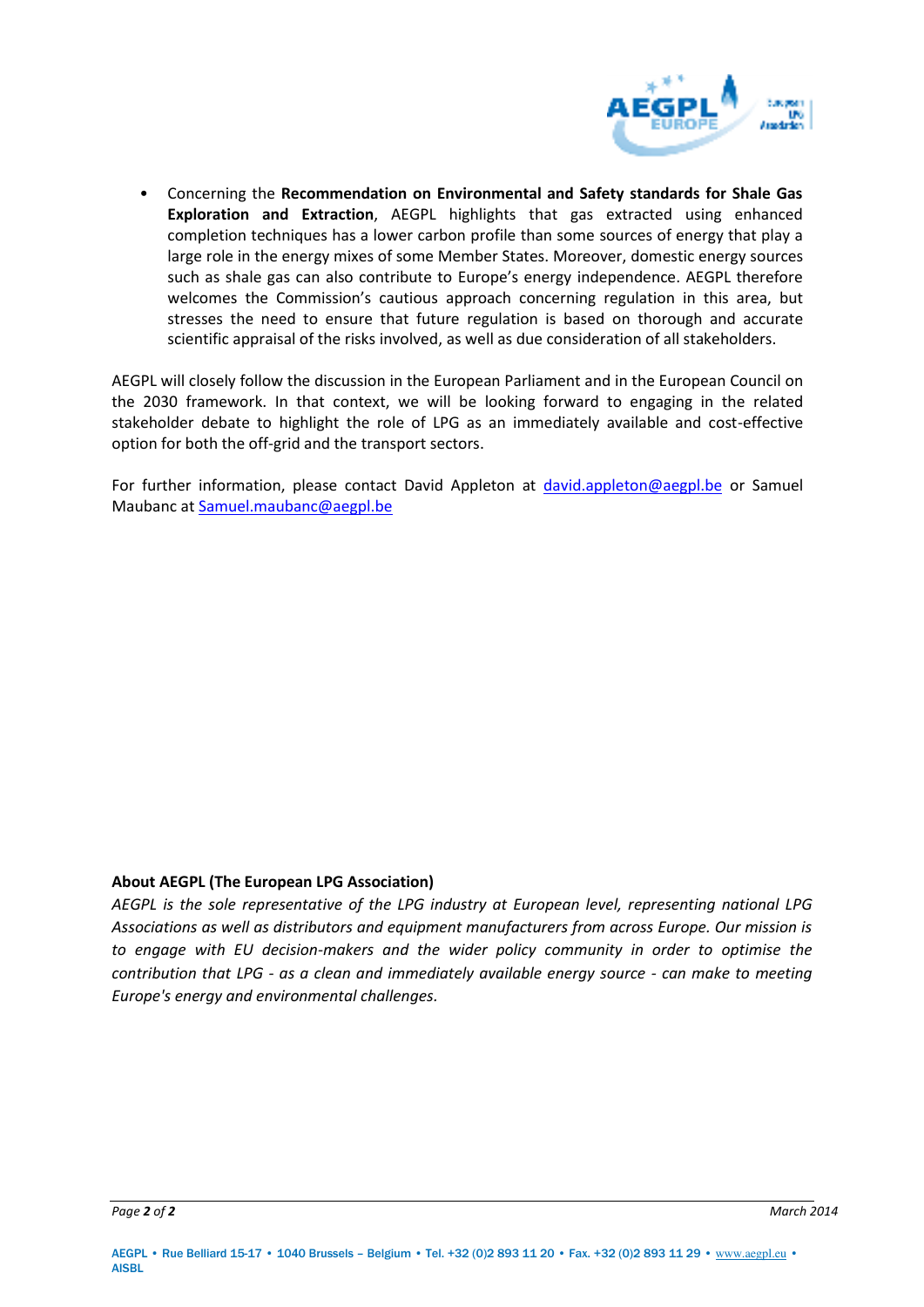- Concerning the **Recommendation on Environmental and Safety standards for Shale Gas Exploration and Extraction**, AEGPL highlights that gas extracted using enhanced completion techniques has a lower carbon profile than some sources of energy that play a large role in the energy mixes of some Member States. Moreover, domestic energy sources such as shale gas can also contribute to Europe's energy independence. AEGPL therefore welcomes the Commission's cautious approach concerning regulation in this area, but stresses the need to ensure that future regulation is based on thorough and accurate scientific appraisal of the risks involved, as well as due consideration of all stakeholders.

AEGPL will closely follow the discussion in the European Parliament and in the European Council on the 2030 framework. In that context, we will be looking forward to engaging in the related stakeholder debate to highlight the role of LPG as an immediately available and cost-effective option for both the off-grid and the transport sectors.

For further information, please contact David Appleton at david.appleton@aegpl.be or Samuel Maubanc at Samuel.maubanc@aegpl.be

**About AEGPL (The European LPG Association)**

*AEGPL is the sole representative of the LPG industry at European level, representing national LPG Associations as well as distributors and equipment manufacturers from across Europe. Our mission is to engage with EU decision-makers and the wider policy community in order to optimise the contribution that LPG - as a clean and immediately available energy source - can make to meeting Europe's energy and environmental challenges.*

March 2014

AEGPL • Rue Belliard 15-17 • 1040 Brussels – Belgium • Tel. +32 (0)2 893 11 20 • Fax. +32 (0)2 893 11 29 • www.aegpl.eu • AISBL